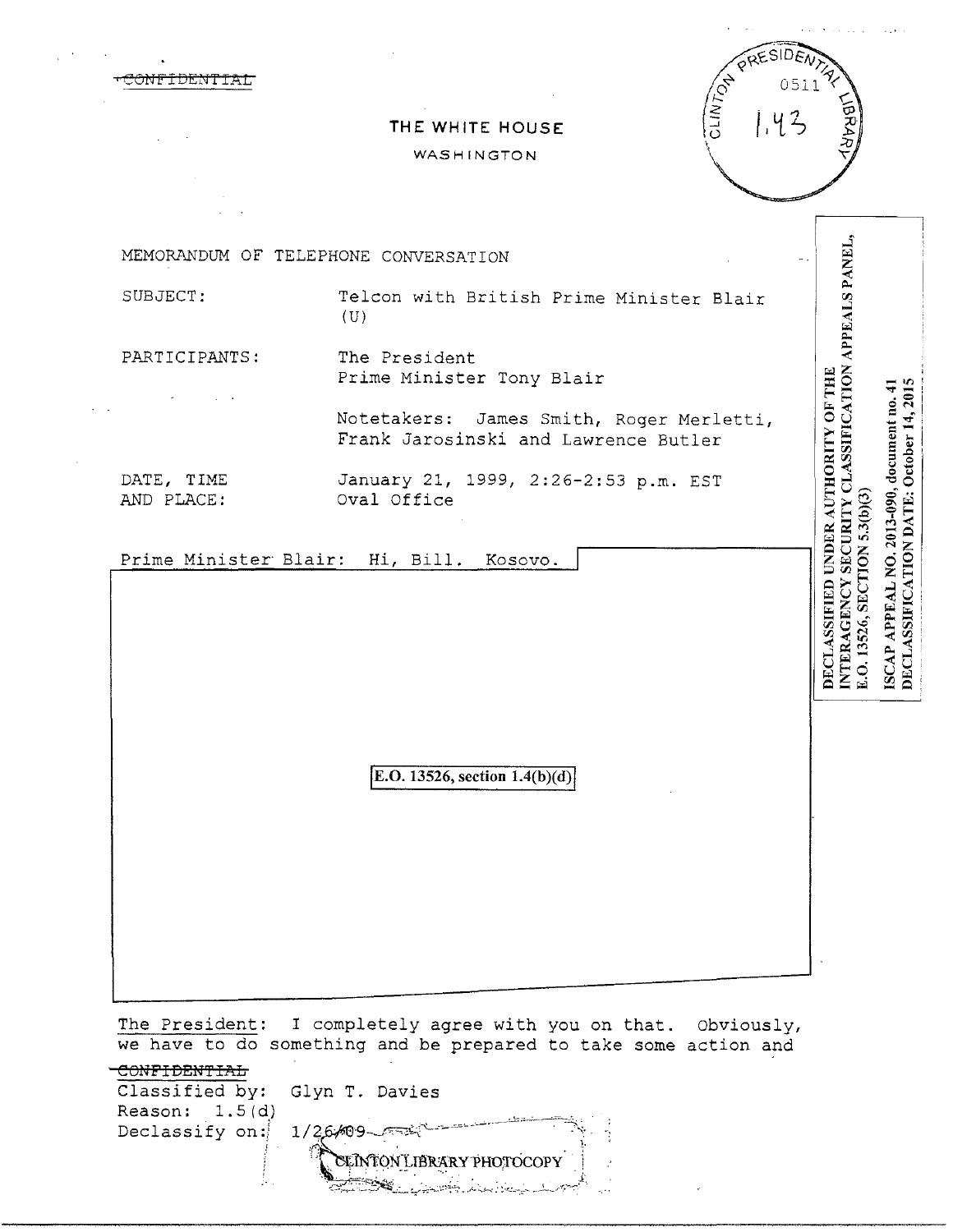~~CONFIDENTIAL~~

THE WHITE HOUSE

WASHINGTON

CLINTON PRESIDENTIAL LIBRARY 0511 1.43

DECLASSIFIED UNDER AUTHORITY OF THE INTERAGENCY SECURITY CLASSIFICATION APPEALS PANEL, E.O. 13526, SECTION 5.3(b)(3)

ISCAP APPEAL NO. 2013-090, document no. 41
DECLASSIFICATION DATE: October 14, 2015

MEMORANDUM OF TELEPHONE CONVERSATION

SUBJECT: Telcon with British Prime Minister Blair (U)

PARTICIPANTS: The President
Prime Minister Tony Blair

Notetakers: James Smith, Roger Merletti, Frank Jarosinski and Lawrence Butler

DATE, TIME AND PLACE: January 21, 1999, 2:26-2:53 p.m. EST
Oval Office

Prime Minister Blair: Hi, Bill. Kosovo.

E.O. 13526, section 1.4(b)(d)

The President: I completely agree with you on that. Obviously, we have to do something and be prepared to take some action and

~~CONFIDENTIAL~~
Classified by: Glyn T. Davies
Reason: 1.5(d)
Declassify on: 1/26/09

CLINTON LIBRARY PHOTOCOPY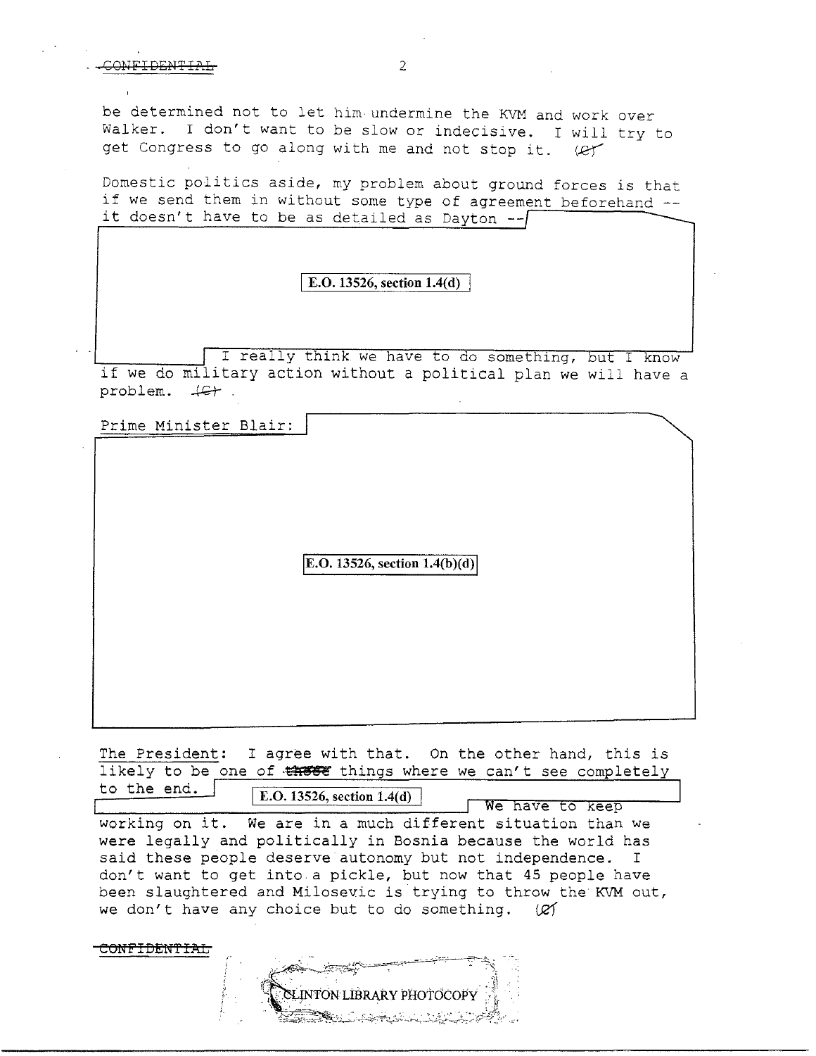CONFIDENTIAL

be determined not to let him undermine the KVM and work over Walker. I don't want to be slow or indecisive. I will try to get Congress to go along with me and not stop it. (C)

Domestic politics aside, my problem about ground forces is that if we send them in without some type of agreement beforehand -- it doesn't have to be as detailed as Dayton --

E.O. 13526, section 1.4(d)

I really think we have to do something, but I know if we do military action without a political plan we will have a problem. (C)

Prime Minister Blair:

E.O. 13526, section 1.4(b)(d)

The President: I agree with that. On the other hand, this is likely to be one of those things where we can't see completely to the end.

E.O. 13526, section 1.4(d)

We have to keep working on it. We are in a much different situation than we were legally and politically in Bosnia because the world has said these people deserve autonomy but not independence. I don't want to get into a pickle, but now that 45 people have been slaughtered and Milosevic is trying to throw the KVM out, we don't have any choice but to do something. (C)

CONFIDENTIAL

CLINTON LIBRARY PHOTOCOPY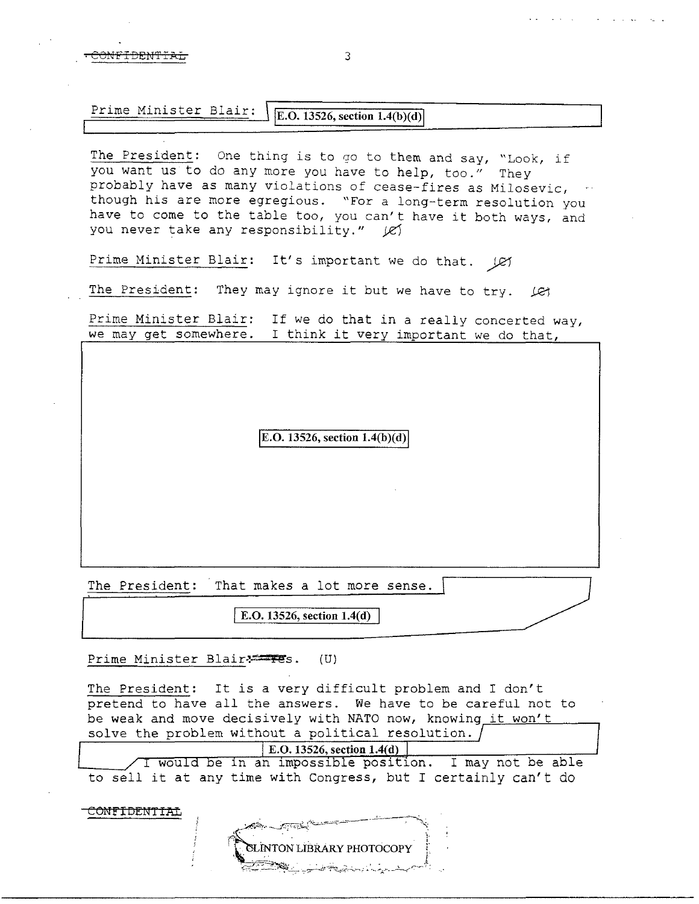CONFIDENTIAL

Prime Minister Blair: E.O. 13526, section 1.4(b)(d)

The President: One thing is to go to them and say, "Look, if you want us to do any more you have to help, too." They probably have as many violations of cease-fires as Milosevic, though his are more egregious. "For a long-term resolution you have to come to the table too, you can't have it both ways, and you never take any responsibility." (C)

Prime Minister Blair: It's important we do that. (C)

The President: They may ignore it but we have to try. (C)

Prime Minister Blair: If we do that in a really concerted way, we may get somewhere. I think it very important we do that,

E.O. 13526, section 1.4(b)(d)

The President: That makes a lot more sense.

E.O. 13526, section 1.4(d)

Prime Minister Blair: Yes. (U)

The President: It is a very difficult problem and I don't pretend to have all the answers. We have to be careful not to be weak and move decisively with NATO now, knowing it won't solve the problem without a political resolution.

E.O. 13526, section 1.4(d)

I would be in an impossible position. I may not be able to sell it at any time with Congress, but I certainly can't do

CONFIDENTIAL

CLINTON LIBRARY PHOTOCOPY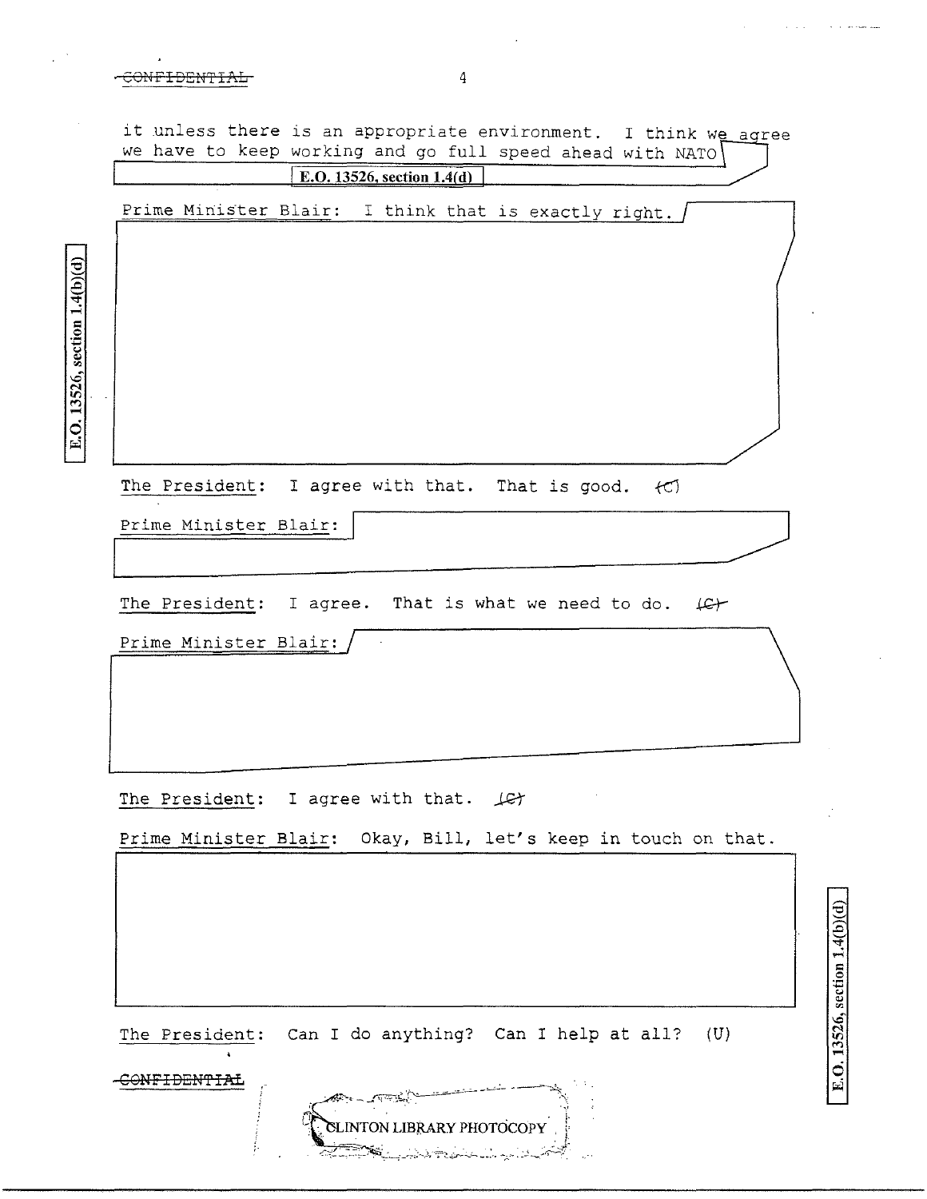it unless there is an appropriate environment. I think we agree we have to keep working and go full speed ahead with NATO

E.O. 13526, section 1.4(d)

Prime Minister Blair: I think that is exactly right.

E.O. 13526, section 1.4(b)(d)

The President: I agree with that. That is good. (C)

Prime Minister Blair:

The President: I agree. That is what we need to do. (C)

Prime Minister Blair:

The President: I agree with that. (C)

Prime Minister Blair: Okay, Bill, let's keep in touch on that.

E.O. 13526, section 1.4(b)(d)

The President: Can I do anything? Can I help at all? (U)

CONFIDENTIAL

CLINTON LIBRARY PHOTOCOPY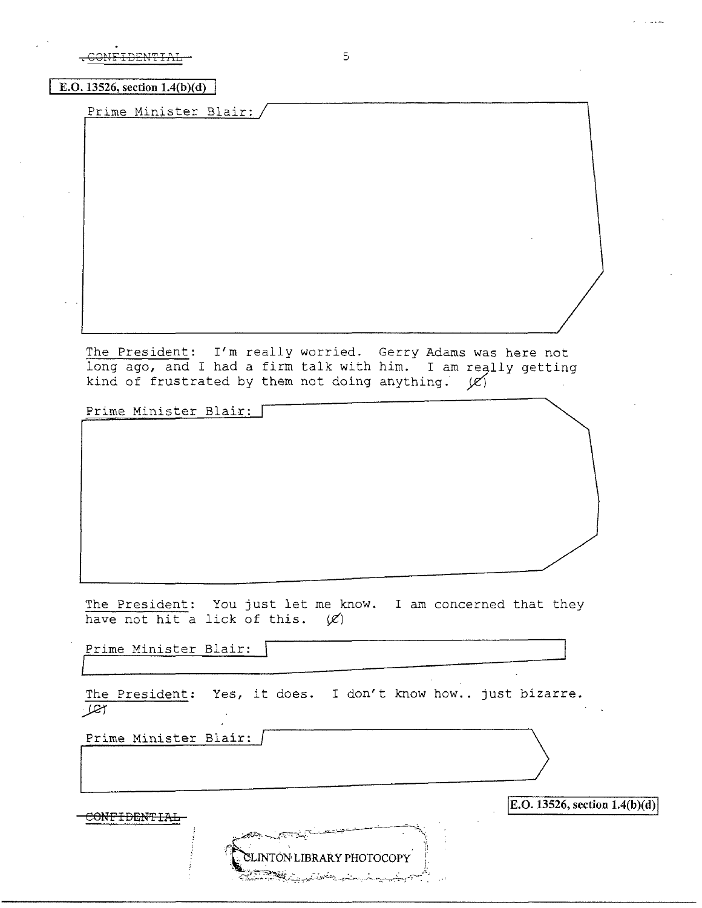E.O. 13526, section 1.4(b)(d)

Prime Minister Blair:

The President: I'm really worried. Gerry Adams was here not long ago, and I had a firm talk with him. I am really getting kind of frustrated by them not doing anything. (C)

Prime Minister Blair:

The President: You just let me know. I am concerned that they have not hit a lick of this. (C)

Prime Minister Blair:

The President: Yes, it does. I don't know how.. just bizarre. (C)

Prime Minister Blair:

E.O. 13526, section 1.4(b)(d)

CLINTON LIBRARY PHOTOCOPY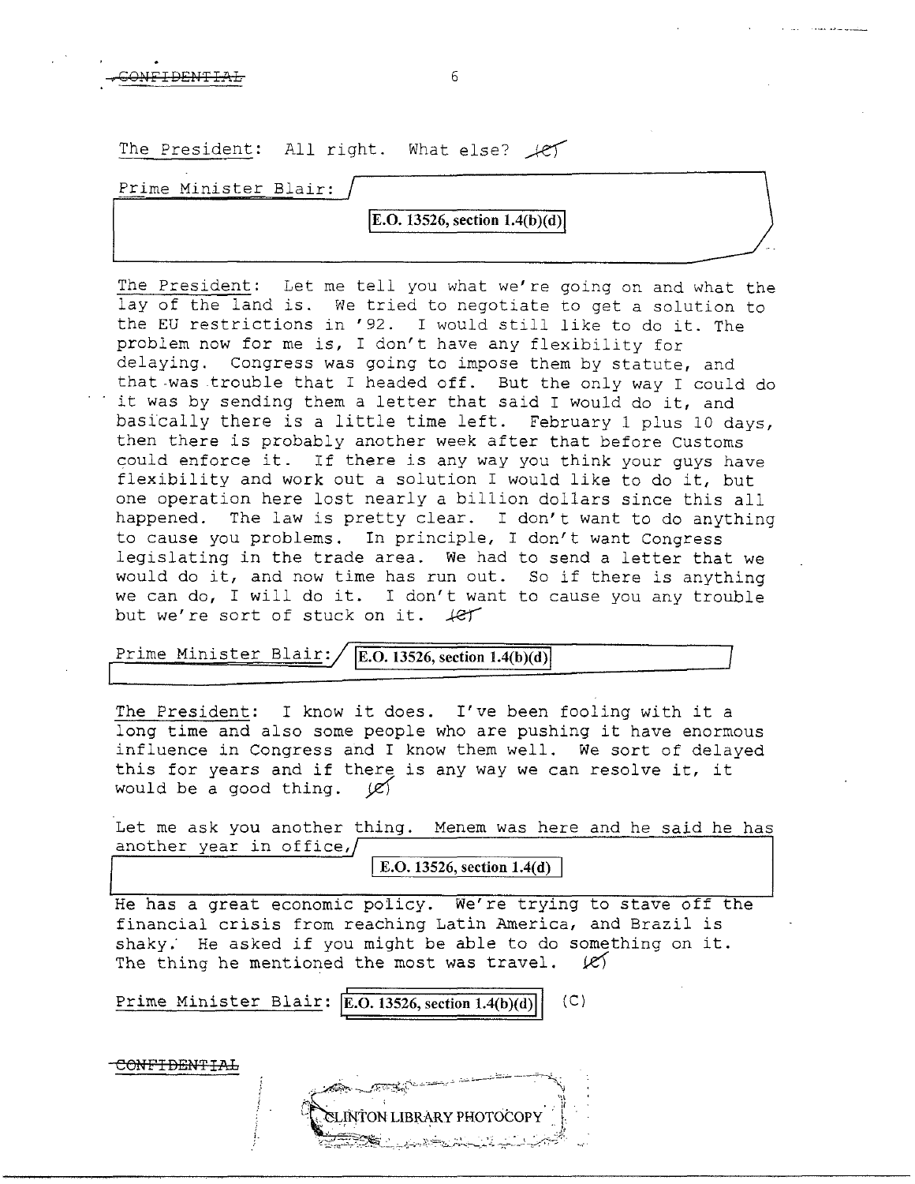CONFIDENTIAL

The President: All right. What else? (C)

Prime Minister Blair: E.O. 13526, section 1.4(b)(d)

The President: Let me tell you what we're going on and what the lay of the land is. We tried to negotiate to get a solution to the EU restrictions in '92. I would still like to do it. The problem now for me is, I don't have any flexibility for delaying. Congress was going to impose them by statute, and that was trouble that I headed off. But the only way I could do it was by sending them a letter that said I would do it, and basically there is a little time left. February 1 plus 10 days, then there is probably another week after that before Customs could enforce it. If there is any way you think your guys have flexibility and work out a solution I would like to do it, but one operation here lost nearly a billion dollars since this all happened. The law is pretty clear. I don't want to do anything to cause you problems. In principle, I don't want Congress legislating in the trade area. We had to send a letter that we would do it, and now time has run out. So if there is anything we can do, I will do it. I don't want to cause you any trouble but we're sort of stuck on it. (C)

Prime Minister Blair: E.O. 13526, section 1.4(b)(d)

The President: I know it does. I've been fooling with it a long time and also some people who are pushing it have enormous influence in Congress and I know them well. We sort of delayed this for years and if there is any way we can resolve it, it would be a good thing. (C)

Let me ask you another thing. Menem was here and he said he has another year in office, E.O. 13526, section 1.4(d)

He has a great economic policy. We're trying to stave off the financial crisis from reaching Latin America, and Brazil is shaky. He asked if you might be able to do something on it. The thing he mentioned the most was travel. (C)

Prime Minister Blair: E.O. 13526, section 1.4(b)(d) (C)

CONFIDENTIAL

CLINTON LIBRARY PHOTOCOPY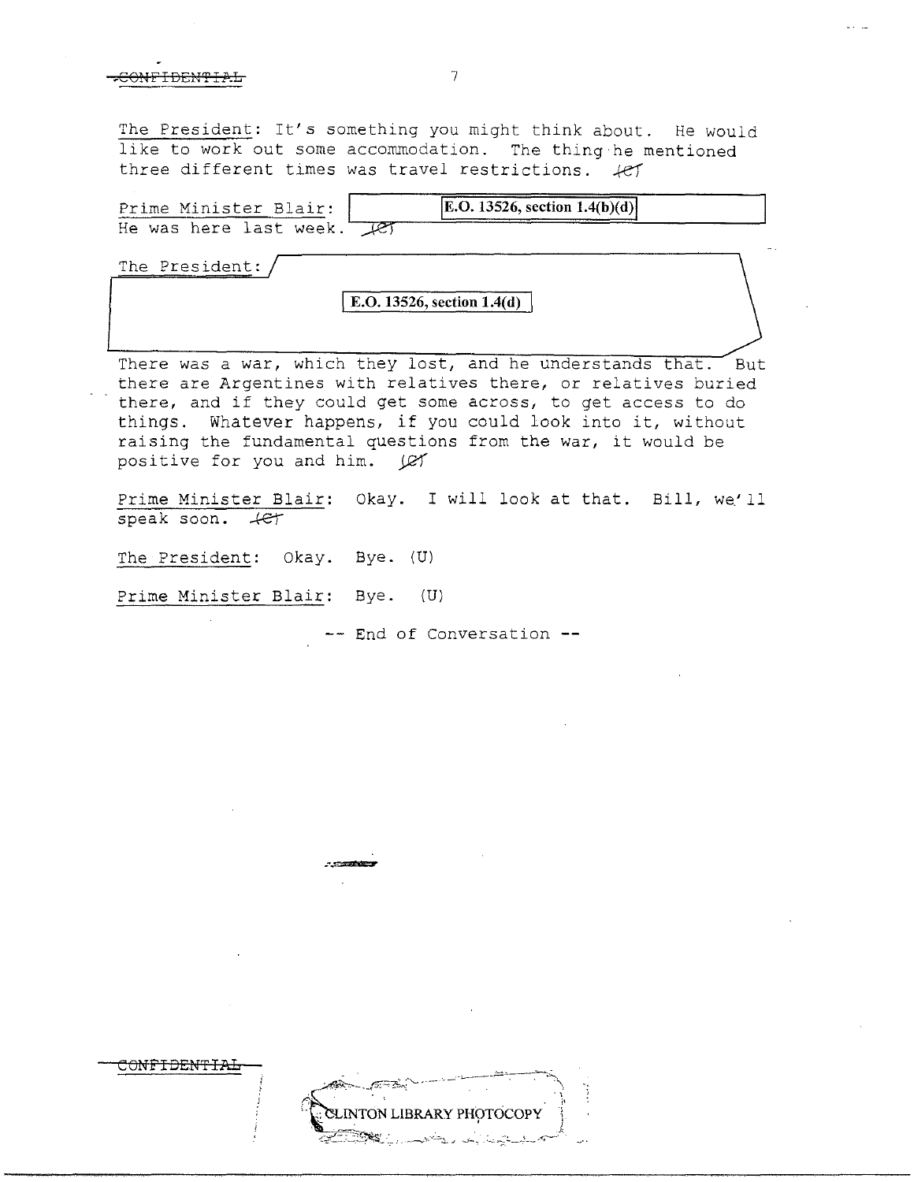The President: It's something you might think about. He would like to work out some accommodation. The thing he mentioned three different times was travel restrictions. (C)

Prime Minister Blair: E.O. 13526, section 1.4(b)(d)
He was here last week. (C)

The President: E.O. 13526, section 1.4(d)

There was a war, which they lost, and he understands that. But there are Argentines with relatives there, or relatives buried there, and if they could get some across, to get access to do things. Whatever happens, if you could look into it, without raising the fundamental questions from the war, it would be positive for you and him. (C)

Prime Minister Blair: Okay. I will look at that. Bill, we'll speak soon. (C)

The President: Okay. Bye. (U)

Prime Minister Blair: Bye. (U)

-- End of Conversation --

CLINTON LIBRARY PHOTOCOPY